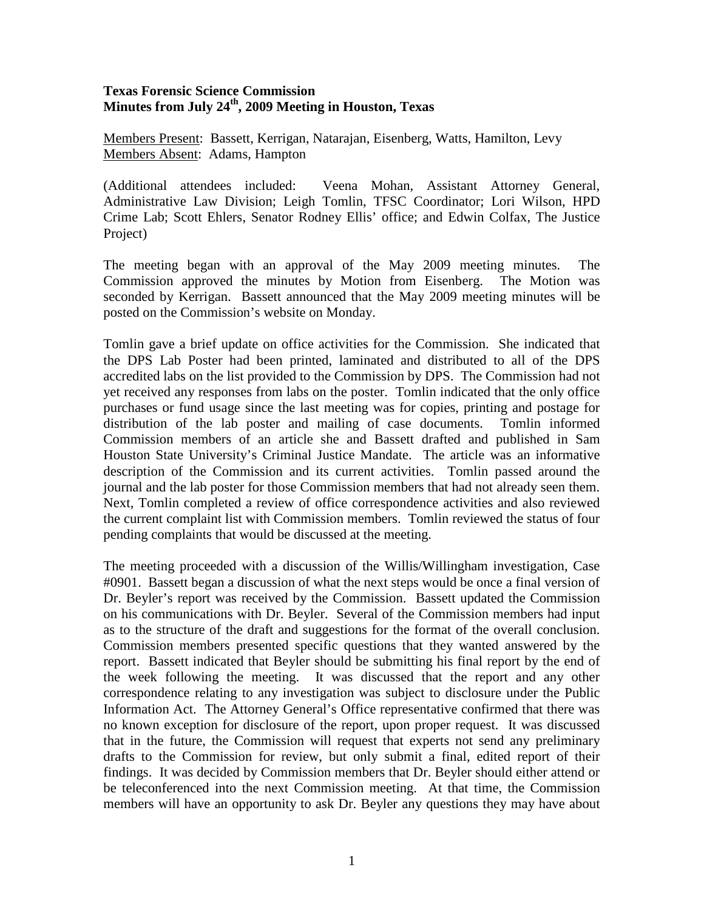**Texas Forensic Science Commission**
**Minutes from July 24th, 2009 Meeting in Houston, Texas**

Members Present: Bassett, Kerrigan, Natarajan, Eisenberg, Watts, Hamilton, Levy
Members Absent: Adams, Hampton

(Additional attendees included: Veena Mohan, Assistant Attorney General, Administrative Law Division; Leigh Tomlin, TFSC Coordinator; Lori Wilson, HPD Crime Lab; Scott Ehlers, Senator Rodney Ellis' office; and Edwin Colfax, The Justice Project)

The meeting began with an approval of the May 2009 meeting minutes. The Commission approved the minutes by Motion from Eisenberg. The Motion was seconded by Kerrigan. Bassett announced that the May 2009 meeting minutes will be posted on the Commission's website on Monday.

Tomlin gave a brief update on office activities for the Commission. She indicated that the DPS Lab Poster had been printed, laminated and distributed to all of the DPS accredited labs on the list provided to the Commission by DPS. The Commission had not yet received any responses from labs on the poster. Tomlin indicated that the only office purchases or fund usage since the last meeting was for copies, printing and postage for distribution of the lab poster and mailing of case documents. Tomlin informed Commission members of an article she and Bassett drafted and published in Sam Houston State University's Criminal Justice Mandate. The article was an informative description of the Commission and its current activities. Tomlin passed around the journal and the lab poster for those Commission members that had not already seen them. Next, Tomlin completed a review of office correspondence activities and also reviewed the current complaint list with Commission members. Tomlin reviewed the status of four pending complaints that would be discussed at the meeting.

The meeting proceeded with a discussion of the Willis/Willingham investigation, Case #0901. Bassett began a discussion of what the next steps would be once a final version of Dr. Beyler's report was received by the Commission. Bassett updated the Commission on his communications with Dr. Beyler. Several of the Commission members had input as to the structure of the draft and suggestions for the format of the overall conclusion. Commission members presented specific questions that they wanted answered by the report. Bassett indicated that Beyler should be submitting his final report by the end of the week following the meeting. It was discussed that the report and any other correspondence relating to any investigation was subject to disclosure under the Public Information Act. The Attorney General's Office representative confirmed that there was no known exception for disclosure of the report, upon proper request. It was discussed that in the future, the Commission will request that experts not send any preliminary drafts to the Commission for review, but only submit a final, edited report of their findings. It was decided by Commission members that Dr. Beyler should either attend or be teleconferenced into the next Commission meeting. At that time, the Commission members will have an opportunity to ask Dr. Beyler any questions they may have about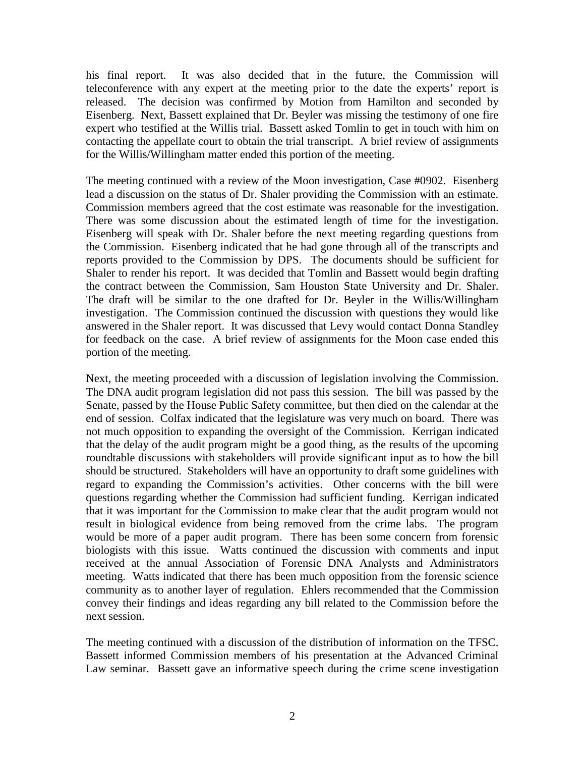his final report. It was also decided that in the future, the Commission will teleconference with any expert at the meeting prior to the date the experts' report is released. The decision was confirmed by Motion from Hamilton and seconded by Eisenberg. Next, Bassett explained that Dr. Beyler was missing the testimony of one fire expert who testified at the Willis trial. Bassett asked Tomlin to get in touch with him on contacting the appellate court to obtain the trial transcript. A brief review of assignments for the Willis/Willingham matter ended this portion of the meeting.

The meeting continued with a review of the Moon investigation, Case #0902. Eisenberg lead a discussion on the status of Dr. Shaler providing the Commission with an estimate. Commission members agreed that the cost estimate was reasonable for the investigation. There was some discussion about the estimated length of time for the investigation. Eisenberg will speak with Dr. Shaler before the next meeting regarding questions from the Commission. Eisenberg indicated that he had gone through all of the transcripts and reports provided to the Commission by DPS. The documents should be sufficient for Shaler to render his report. It was decided that Tomlin and Bassett would begin drafting the contract between the Commission, Sam Houston State University and Dr. Shaler. The draft will be similar to the one drafted for Dr. Beyler in the Willis/Willingham investigation. The Commission continued the discussion with questions they would like answered in the Shaler report. It was discussed that Levy would contact Donna Standley for feedback on the case. A brief review of assignments for the Moon case ended this portion of the meeting.

Next, the meeting proceeded with a discussion of legislation involving the Commission. The DNA audit program legislation did not pass this session. The bill was passed by the Senate, passed by the House Public Safety committee, but then died on the calendar at the end of session. Colfax indicated that the legislature was very much on board. There was not much opposition to expanding the oversight of the Commission. Kerrigan indicated that the delay of the audit program might be a good thing, as the results of the upcoming roundtable discussions with stakeholders will provide significant input as to how the bill should be structured. Stakeholders will have an opportunity to draft some guidelines with regard to expanding the Commission's activities. Other concerns with the bill were questions regarding whether the Commission had sufficient funding. Kerrigan indicated that it was important for the Commission to make clear that the audit program would not result in biological evidence from being removed from the crime labs. The program would be more of a paper audit program. There has been some concern from forensic biologists with this issue. Watts continued the discussion with comments and input received at the annual Association of Forensic DNA Analysts and Administrators meeting. Watts indicated that there has been much opposition from the forensic science community as to another layer of regulation. Ehlers recommended that the Commission convey their findings and ideas regarding any bill related to the Commission before the next session.

The meeting continued with a discussion of the distribution of information on the TFSC. Bassett informed Commission members of his presentation at the Advanced Criminal Law seminar. Bassett gave an informative speech during the crime scene investigation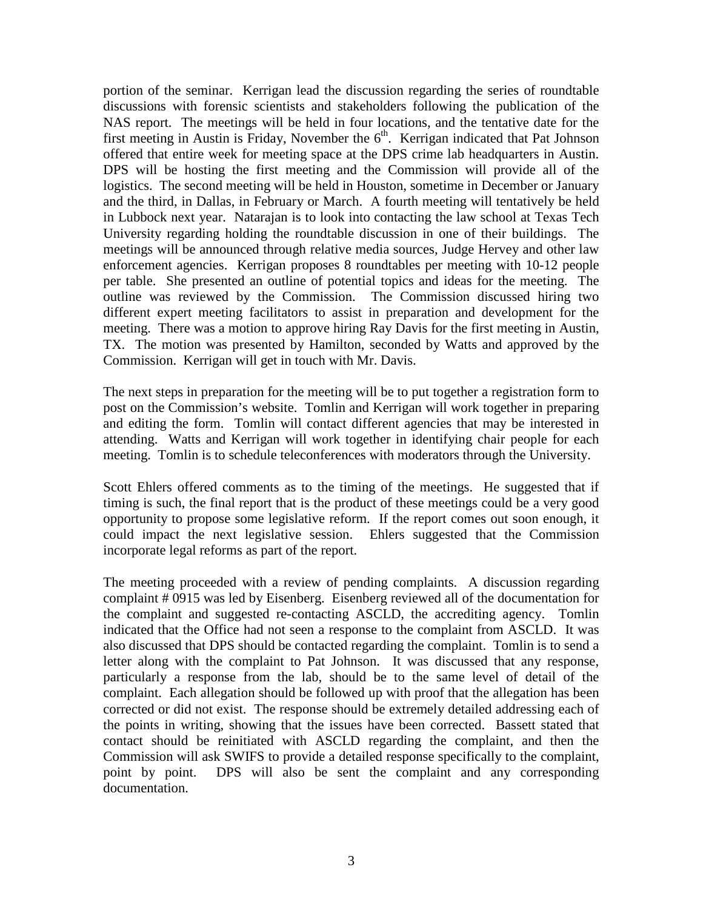portion of the seminar. Kerrigan lead the discussion regarding the series of roundtable discussions with forensic scientists and stakeholders following the publication of the NAS report. The meetings will be held in four locations, and the tentative date for the first meeting in Austin is Friday, November the 6th. Kerrigan indicated that Pat Johnson offered that entire week for meeting space at the DPS crime lab headquarters in Austin. DPS will be hosting the first meeting and the Commission will provide all of the logistics. The second meeting will be held in Houston, sometime in December or January and the third, in Dallas, in February or March. A fourth meeting will tentatively be held in Lubbock next year. Natarajan is to look into contacting the law school at Texas Tech University regarding holding the roundtable discussion in one of their buildings. The meetings will be announced through relative media sources, Judge Hervey and other law enforcement agencies. Kerrigan proposes 8 roundtables per meeting with 10-12 people per table. She presented an outline of potential topics and ideas for the meeting. The outline was reviewed by the Commission. The Commission discussed hiring two different expert meeting facilitators to assist in preparation and development for the meeting. There was a motion to approve hiring Ray Davis for the first meeting in Austin, TX. The motion was presented by Hamilton, seconded by Watts and approved by the Commission. Kerrigan will get in touch with Mr. Davis.

The next steps in preparation for the meeting will be to put together a registration form to post on the Commission's website. Tomlin and Kerrigan will work together in preparing and editing the form. Tomlin will contact different agencies that may be interested in attending. Watts and Kerrigan will work together in identifying chair people for each meeting. Tomlin is to schedule teleconferences with moderators through the University.

Scott Ehlers offered comments as to the timing of the meetings. He suggested that if timing is such, the final report that is the product of these meetings could be a very good opportunity to propose some legislative reform. If the report comes out soon enough, it could impact the next legislative session. Ehlers suggested that the Commission incorporate legal reforms as part of the report.

The meeting proceeded with a review of pending complaints. A discussion regarding complaint # 0915 was led by Eisenberg. Eisenberg reviewed all of the documentation for the complaint and suggested re-contacting ASCLD, the accrediting agency. Tomlin indicated that the Office had not seen a response to the complaint from ASCLD. It was also discussed that DPS should be contacted regarding the complaint. Tomlin is to send a letter along with the complaint to Pat Johnson. It was discussed that any response, particularly a response from the lab, should be to the same level of detail of the complaint. Each allegation should be followed up with proof that the allegation has been corrected or did not exist. The response should be extremely detailed addressing each of the points in writing, showing that the issues have been corrected. Bassett stated that contact should be reinitiated with ASCLD regarding the complaint, and then the Commission will ask SWIFS to provide a detailed response specifically to the complaint, point by point. DPS will also be sent the complaint and any corresponding documentation.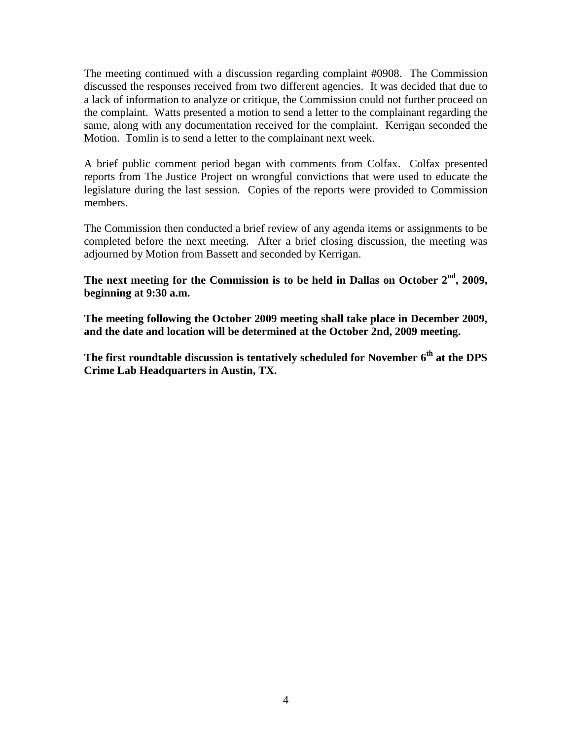The meeting continued with a discussion regarding complaint #0908. The Commission discussed the responses received from two different agencies. It was decided that due to a lack of information to analyze or critique, the Commission could not further proceed on the complaint. Watts presented a motion to send a letter to the complainant regarding the same, along with any documentation received for the complaint. Kerrigan seconded the Motion. Tomlin is to send a letter to the complainant next week.

A brief public comment period began with comments from Colfax. Colfax presented reports from The Justice Project on wrongful convictions that were used to educate the legislature during the last session. Copies of the reports were provided to Commission members.

The Commission then conducted a brief review of any agenda items or assignments to be completed before the next meeting. After a brief closing discussion, the meeting was adjourned by Motion from Bassett and seconded by Kerrigan.

**The next meeting for the Commission is to be held in Dallas on October 2nd, 2009, beginning at 9:30 a.m.**

**The meeting following the October 2009 meeting shall take place in December 2009, and the date and location will be determined at the October 2nd, 2009 meeting.**

**The first roundtable discussion is tentatively scheduled for November 6th at the DPS Crime Lab Headquarters in Austin, TX.**